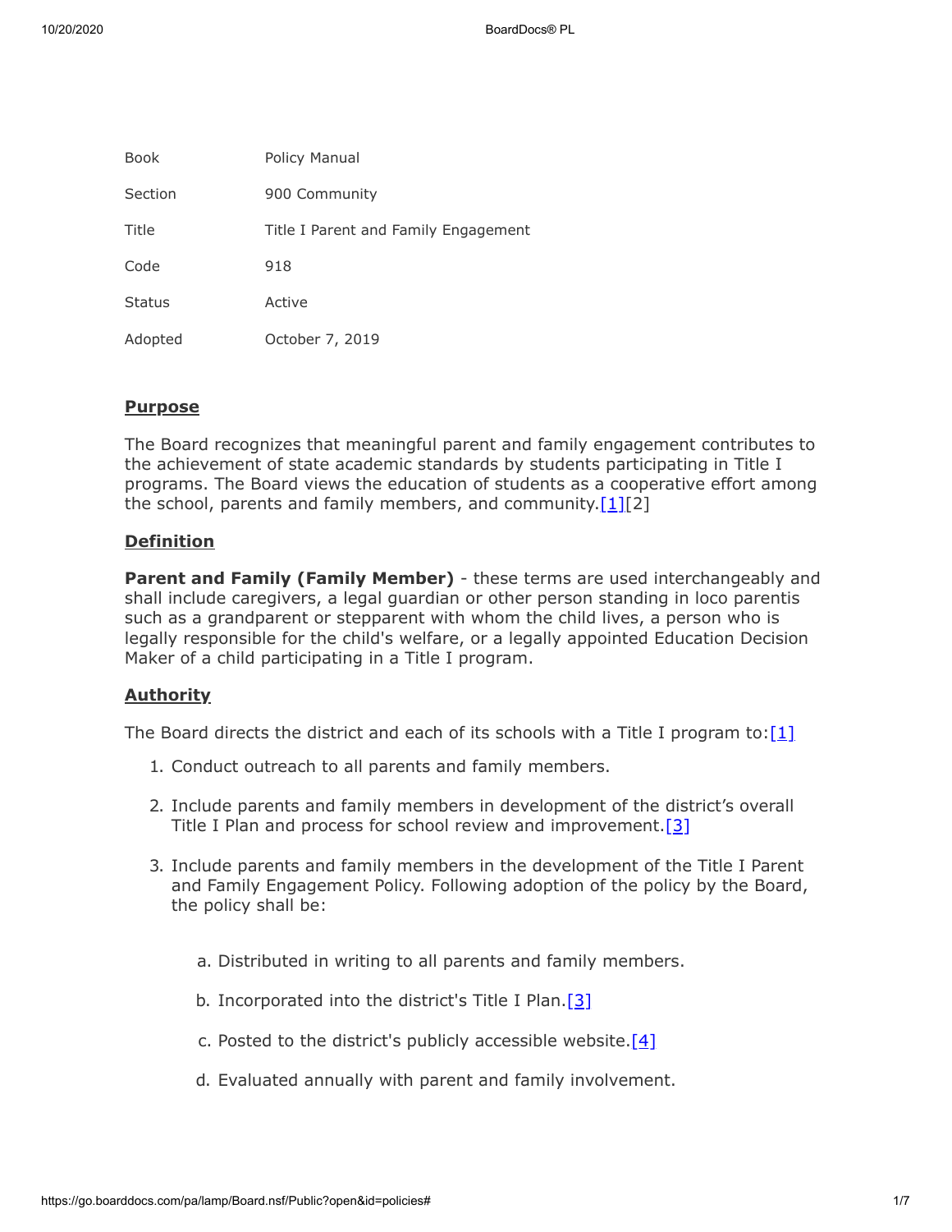| Book | Policy Manual |
| --- | --- |
| Section | 900 Community |
| Title | Title I Parent and Family Engagement |
| Code | 918 |
| Status | Active |
| Adopted | October 7, 2019 |

## Purpose

The Board recognizes that meaningful parent and family engagement contributes to the achievement of state academic standards by students participating in Title I programs. The Board views the education of students as a cooperative effort among the school, parents and family members, and community.[1][2]

## Definition

**Parent and Family (Family Member)** - these terms are used interchangeably and shall include caregivers, a legal guardian or other person standing in loco parentis such as a grandparent or stepparent with whom the child lives, a person who is legally responsible for the child's welfare, or a legally appointed Education Decision Maker of a child participating in a Title I program.

## Authority

The Board directs the district and each of its schools with a Title I program to:[1]

1. Conduct outreach to all parents and family members.
2. Include parents and family members in development of the district's overall Title I Plan and process for school review and improvement.[3]
3. Include parents and family members in the development of the Title I Parent and Family Engagement Policy. Following adoption of the policy by the Board, the policy shall be:
   a. Distributed in writing to all parents and family members.
   b. Incorporated into the district's Title I Plan.[3]
   c. Posted to the district's publicly accessible website.[4]
   d. Evaluated annually with parent and family involvement.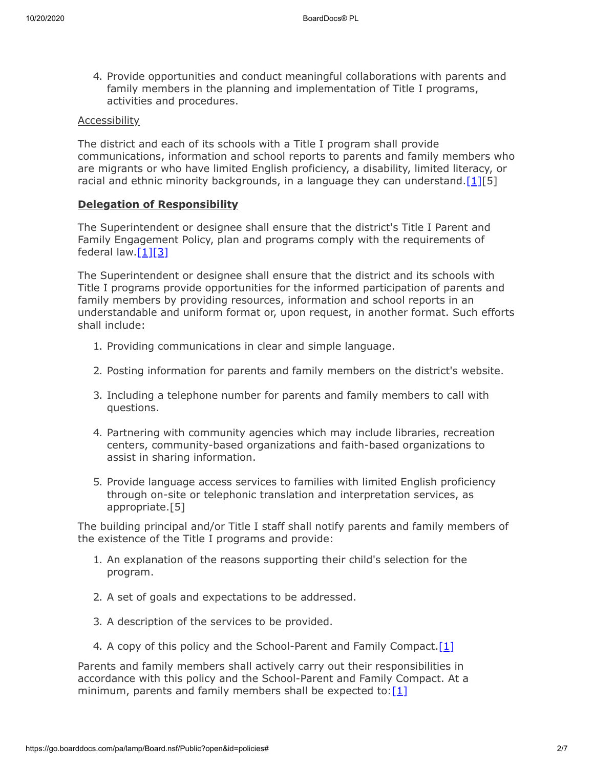4. Provide opportunities and conduct meaningful collaborations with parents and family members in the planning and implementation of Title I programs, activities and procedures.

Accessibility

The district and each of its schools with a Title I program shall provide communications, information and school reports to parents and family members who are migrants or who have limited English proficiency, a disability, limited literacy, or racial and ethnic minority backgrounds, in a language they can understand.[1][5]

**Delegation of Responsibility**

The Superintendent or designee shall ensure that the district's Title I Parent and Family Engagement Policy, plan and programs comply with the requirements of federal law.[1][3]

The Superintendent or designee shall ensure that the district and its schools with Title I programs provide opportunities for the informed participation of parents and family members by providing resources, information and school reports in an understandable and uniform format or, upon request, in another format. Such efforts shall include:

1. Providing communications in clear and simple language.
2. Posting information for parents and family members on the district's website.
3. Including a telephone number for parents and family members to call with questions.
4. Partnering with community agencies which may include libraries, recreation centers, community-based organizations and faith-based organizations to assist in sharing information.
5. Provide language access services to families with limited English proficiency through on-site or telephonic translation and interpretation services, as appropriate.[5]

The building principal and/or Title I staff shall notify parents and family members of the existence of the Title I programs and provide:

1. An explanation of the reasons supporting their child's selection for the program.
2. A set of goals and expectations to be addressed.
3. A description of the services to be provided.
4. A copy of this policy and the School-Parent and Family Compact.[1]

Parents and family members shall actively carry out their responsibilities in accordance with this policy and the School-Parent and Family Compact. At a minimum, parents and family members shall be expected to:[1]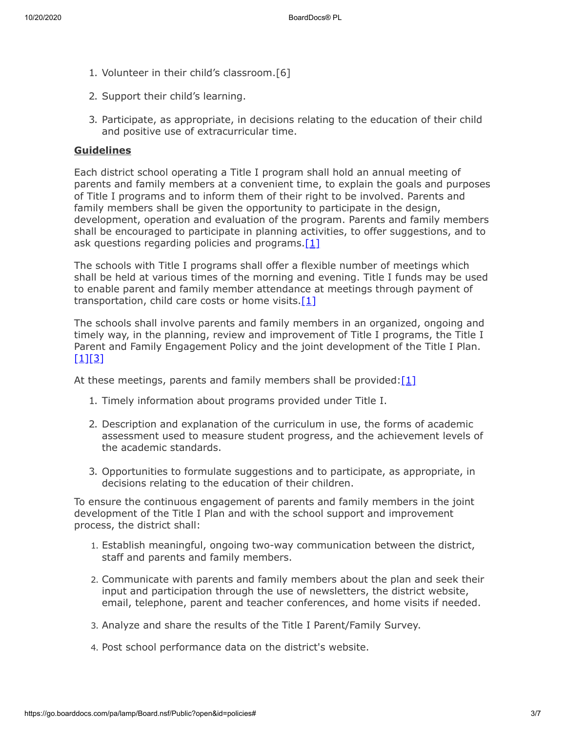1. Volunteer in their child's classroom.[6]
2. Support their child's learning.
3. Participate, as appropriate, in decisions relating to the education of their child and positive use of extracurricular time.

**Guidelines**

Each district school operating a Title I program shall hold an annual meeting of parents and family members at a convenient time, to explain the goals and purposes of Title I programs and to inform them of their right to be involved. Parents and family members shall be given the opportunity to participate in the design, development, operation and evaluation of the program. Parents and family members shall be encouraged to participate in planning activities, to offer suggestions, and to ask questions regarding policies and programs.[1]

The schools with Title I programs shall offer a flexible number of meetings which shall be held at various times of the morning and evening. Title I funds may be used to enable parent and family member attendance at meetings through payment of transportation, child care costs or home visits.[1]

The schools shall involve parents and family members in an organized, ongoing and timely way, in the planning, review and improvement of Title I programs, the Title I Parent and Family Engagement Policy and the joint development of the Title I Plan.[1][3]

At these meetings, parents and family members shall be provided:[1]

1. Timely information about programs provided under Title I.
2. Description and explanation of the curriculum in use, the forms of academic assessment used to measure student progress, and the achievement levels of the academic standards.
3. Opportunities to formulate suggestions and to participate, as appropriate, in decisions relating to the education of their children.

To ensure the continuous engagement of parents and family members in the joint development of the Title I Plan and with the school support and improvement process, the district shall:

1. Establish meaningful, ongoing two-way communication between the district, staff and parents and family members.
2. Communicate with parents and family members about the plan and seek their input and participation through the use of newsletters, the district website, email, telephone, parent and teacher conferences, and home visits if needed.
3. Analyze and share the results of the Title I Parent/Family Survey.
4. Post school performance data on the district's website.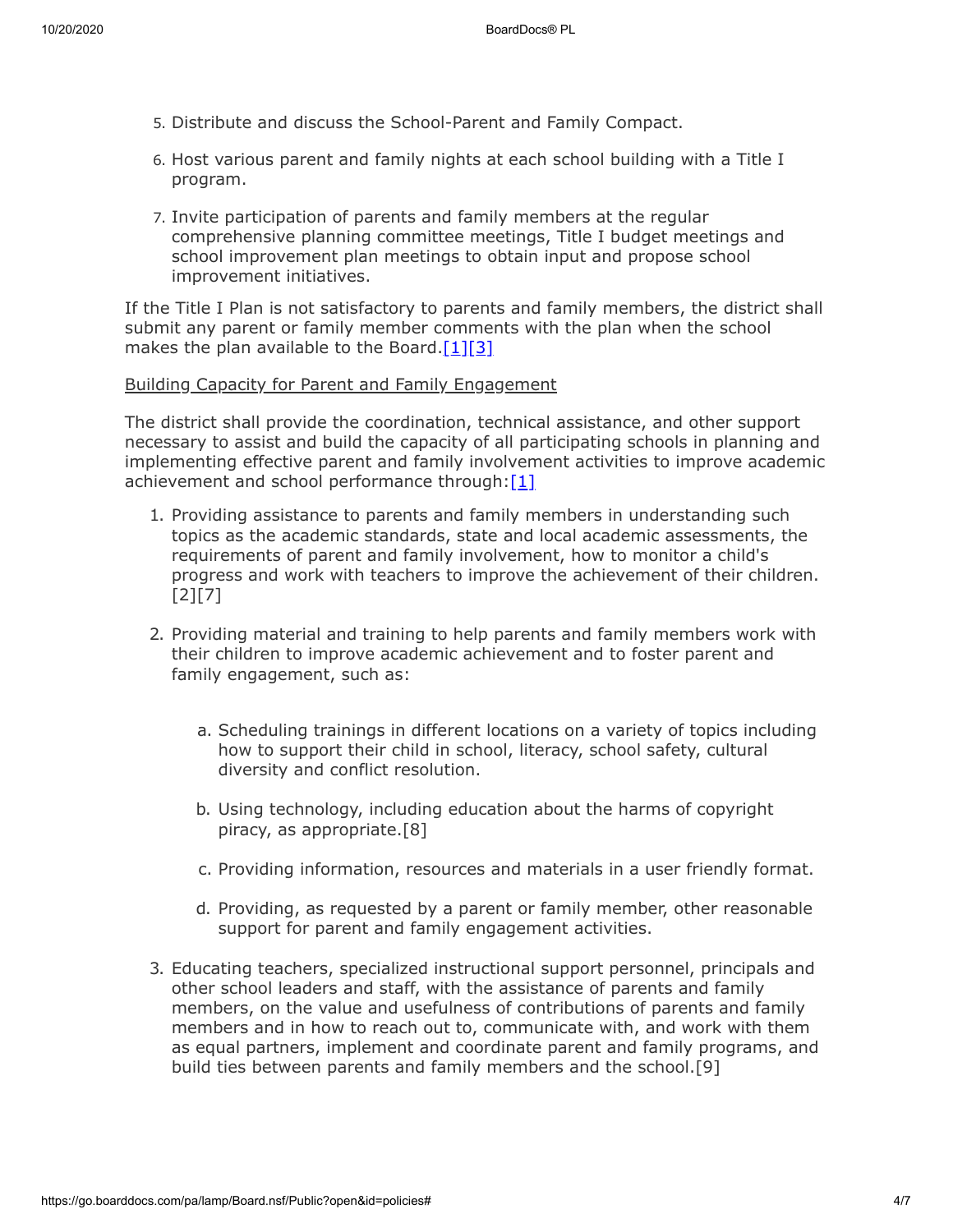5. Distribute and discuss the School-Parent and Family Compact.

6. Host various parent and family nights at each school building with a Title I program.

7. Invite participation of parents and family members at the regular comprehensive planning committee meetings, Title I budget meetings and school improvement plan meetings to obtain input and propose school improvement initiatives.

If the Title I Plan is not satisfactory to parents and family members, the district shall submit any parent or family member comments with the plan when the school makes the plan available to the Board.[1][3]

<u>Building Capacity for Parent and Family Engagement</u>

The district shall provide the coordination, technical assistance, and other support necessary to assist and build the capacity of all participating schools in planning and implementing effective parent and family involvement activities to improve academic achievement and school performance through:[1]

1. Providing assistance to parents and family members in understanding such topics as the academic standards, state and local academic assessments, the requirements of parent and family involvement, how to monitor a child's progress and work with teachers to improve the achievement of their children.[2][7]

2. Providing material and training to help parents and family members work with their children to improve academic achievement and to foster parent and family engagement, such as:

   a. Scheduling trainings in different locations on a variety of topics including how to support their child in school, literacy, school safety, cultural diversity and conflict resolution.

   b. Using technology, including education about the harms of copyright piracy, as appropriate.[8]

   c. Providing information, resources and materials in a user friendly format.

   d. Providing, as requested by a parent or family member, other reasonable support for parent and family engagement activities.

3. Educating teachers, specialized instructional support personnel, principals and other school leaders and staff, with the assistance of parents and family members, on the value and usefulness of contributions of parents and family members and in how to reach out to, communicate with, and work with them as equal partners, implement and coordinate parent and family programs, and build ties between parents and family members and the school.[9]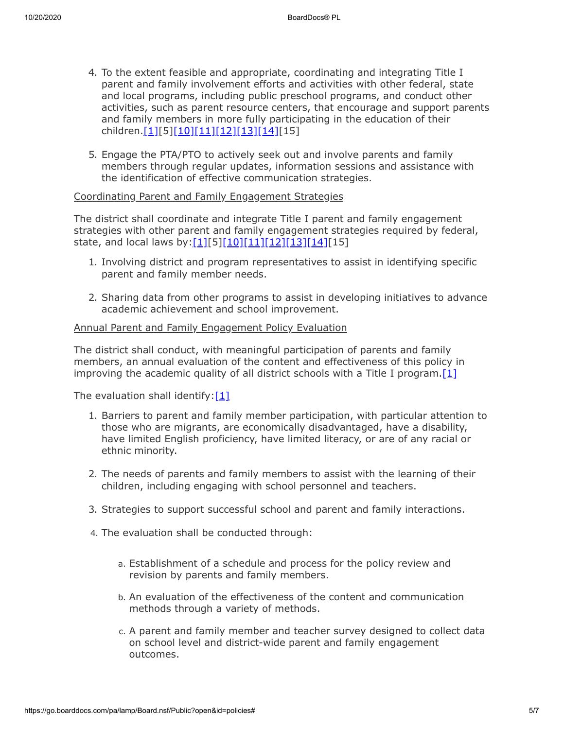4. To the extent feasible and appropriate, coordinating and integrating Title I parent and family involvement efforts and activities with other federal, state and local programs, including public preschool programs, and conduct other activities, such as parent resource centers, that encourage and support parents and family members in more fully participating in the education of their children.[1][5][10][11][12][13][14][15]

5. Engage the PTA/PTO to actively seek out and involve parents and family members through regular updates, information sessions and assistance with the identification of effective communication strategies.

Coordinating Parent and Family Engagement Strategies

The district shall coordinate and integrate Title I parent and family engagement strategies with other parent and family engagement strategies required by federal, state, and local laws by:[1][5][10][11][12][13][14][15]

1. Involving district and program representatives to assist in identifying specific parent and family member needs.

2. Sharing data from other programs to assist in developing initiatives to advance academic achievement and school improvement.

Annual Parent and Family Engagement Policy Evaluation

The district shall conduct, with meaningful participation of parents and family members, an annual evaluation of the content and effectiveness of this policy in improving the academic quality of all district schools with a Title I program.[1]

The evaluation shall identify:[1]

1. Barriers to parent and family member participation, with particular attention to those who are migrants, are economically disadvantaged, have a disability, have limited English proficiency, have limited literacy, or are of any racial or ethnic minority.

2. The needs of parents and family members to assist with the learning of their children, including engaging with school personnel and teachers.

3. Strategies to support successful school and parent and family interactions.

4. The evaluation shall be conducted through:

    a. Establishment of a schedule and process for the policy review and revision by parents and family members.

    b. An evaluation of the effectiveness of the content and communication methods through a variety of methods.

    c. A parent and family member and teacher survey designed to collect data on school level and district-wide parent and family engagement outcomes.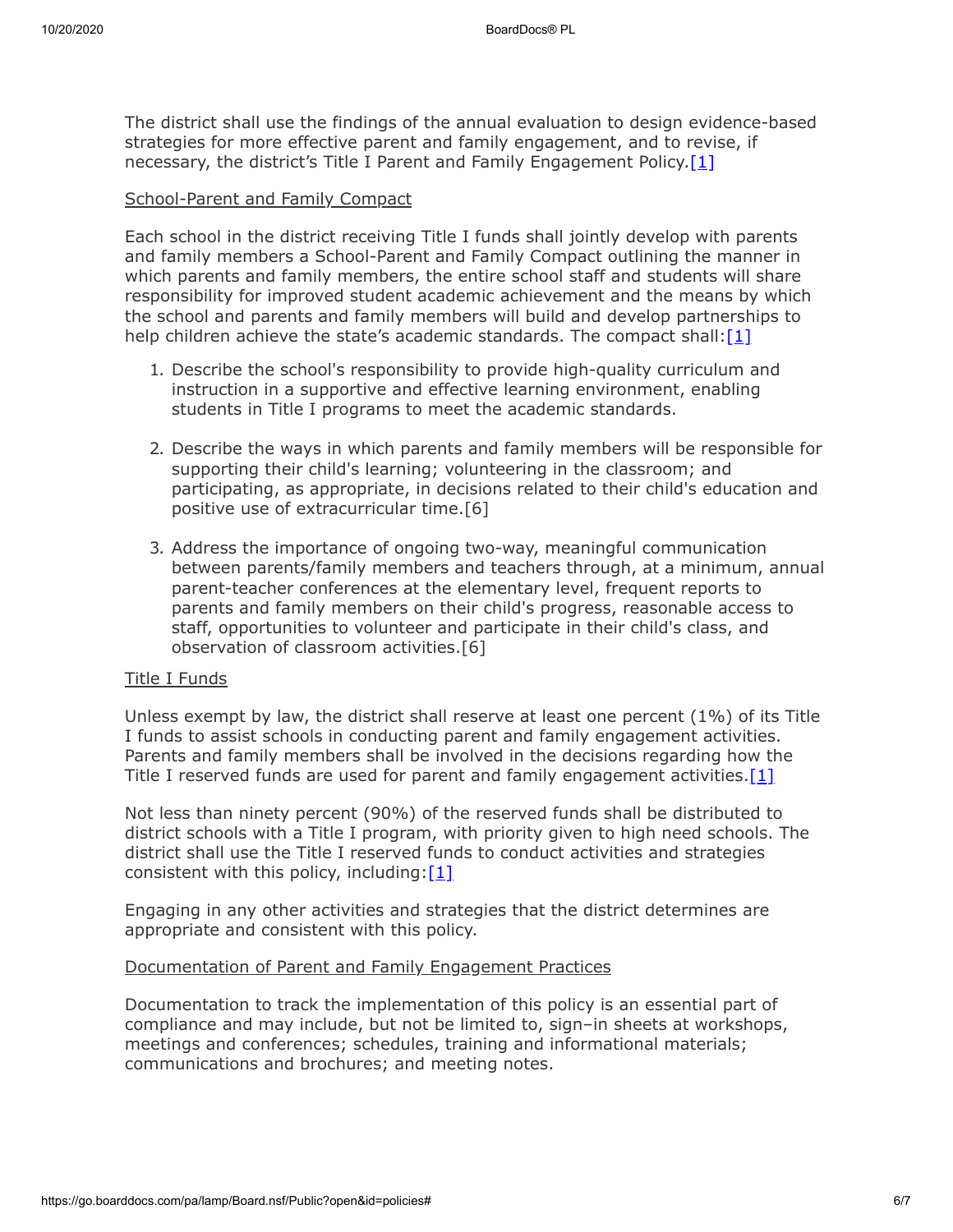The district shall use the findings of the annual evaluation to design evidence-based strategies for more effective parent and family engagement, and to revise, if necessary, the district's Title I Parent and Family Engagement Policy.[1]

<u>School-Parent and Family Compact</u>

Each school in the district receiving Title I funds shall jointly develop with parents and family members a School-Parent and Family Compact outlining the manner in which parents and family members, the entire school staff and students will share responsibility for improved student academic achievement and the means by which the school and parents and family members will build and develop partnerships to help children achieve the state's academic standards. The compact shall:[1]

1. Describe the school's responsibility to provide high-quality curriculum and instruction in a supportive and effective learning environment, enabling students in Title I programs to meet the academic standards.

2. Describe the ways in which parents and family members will be responsible for supporting their child's learning; volunteering in the classroom; and participating, as appropriate, in decisions related to their child's education and positive use of extracurricular time.[6]

3. Address the importance of ongoing two-way, meaningful communication between parents/family members and teachers through, at a minimum, annual parent-teacher conferences at the elementary level, frequent reports to parents and family members on their child's progress, reasonable access to staff, opportunities to volunteer and participate in their child's class, and observation of classroom activities.[6]

<u>Title I Funds</u>

Unless exempt by law, the district shall reserve at least one percent (1%) of its Title I funds to assist schools in conducting parent and family engagement activities. Parents and family members shall be involved in the decisions regarding how the Title I reserved funds are used for parent and family engagement activities.[1]

Not less than ninety percent (90%) of the reserved funds shall be distributed to district schools with a Title I program, with priority given to high need schools. The district shall use the Title I reserved funds to conduct activities and strategies consistent with this policy, including:[1]

Engaging in any other activities and strategies that the district determines are appropriate and consistent with this policy.

<u>Documentation of Parent and Family Engagement Practices</u>

Documentation to track the implementation of this policy is an essential part of compliance and may include, but not be limited to, sign–in sheets at workshops, meetings and conferences; schedules, training and informational materials; communications and brochures; and meeting notes.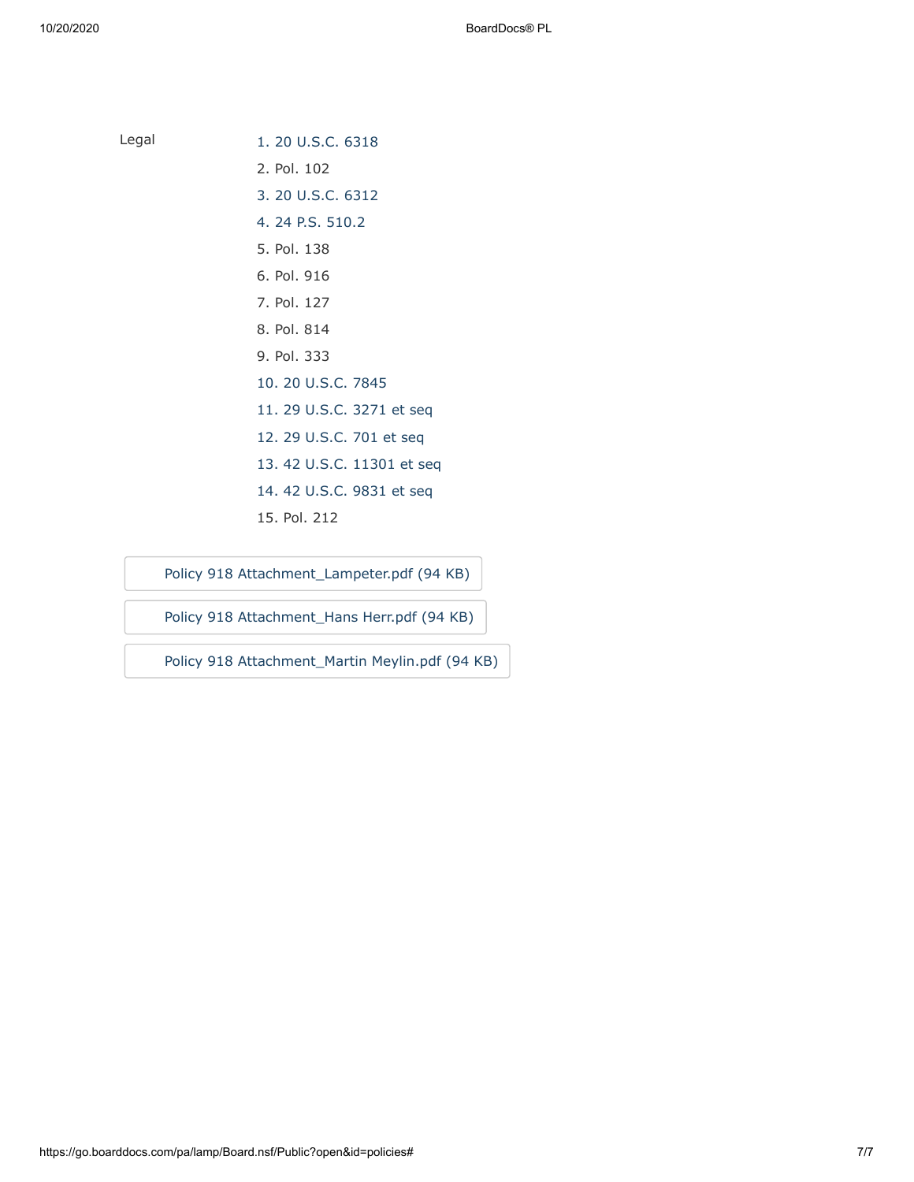Legal

1. 20 U.S.C. 6318
2. Pol. 102
3. 20 U.S.C. 6312
4. 24 P.S. 510.2
5. Pol. 138
6. Pol. 916
7. Pol. 127
8. Pol. 814
9. Pol. 333
10. 20 U.S.C. 7845
11. 29 U.S.C. 3271 et seq
12. 29 U.S.C. 701 et seq
13. 42 U.S.C. 11301 et seq
14. 42 U.S.C. 9831 et seq
15. Pol. 212

Policy 918 Attachment_Lampeter.pdf (94 KB)

Policy 918 Attachment_Hans Herr.pdf (94 KB)

Policy 918 Attachment_Martin Meylin.pdf (94 KB)